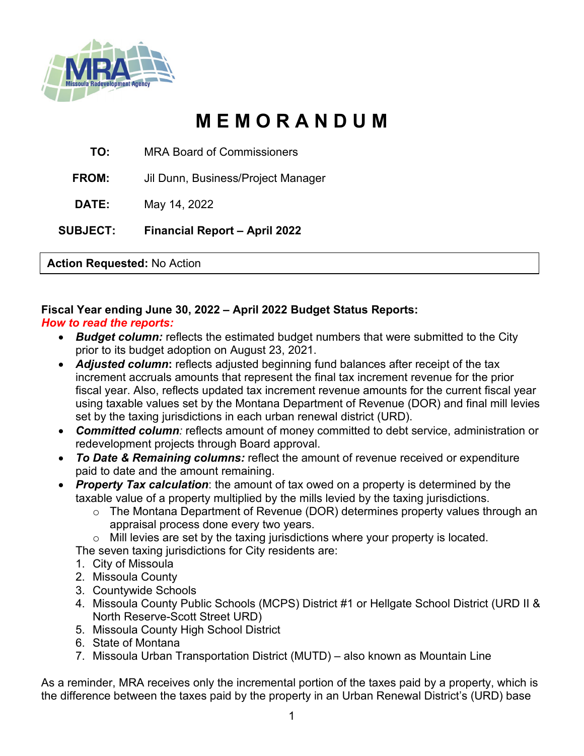# MEMORANDUM

**TO:** MRA Board of Commissioners

**FROM:** Jil Dunn, Business/Project Manager

**DATE:** May 14, 2022

**SUBJECT:** **Financial Report – April 2022**

**Action Requested:** No Action

**Fiscal Year ending June 30, 2022 – April 2022 Budget Status Reports:**

***How to read the reports:***

- ***Budget column:*** reflects the estimated budget numbers that were submitted to the City prior to its budget adoption on August 23, 2021.
- ***Adjusted column*****:** reflects adjusted beginning fund balances after receipt of the tax increment accruals amounts that represent the final tax increment revenue for the prior fiscal year. Also, reflects updated tax increment revenue amounts for the current fiscal year using taxable values set by the Montana Department of Revenue (DOR) and final mill levies set by the taxing jurisdictions in each urban renewal district (URD).
- ***Committed column****:* reflects amount of money committed to debt service, administration or redevelopment projects through Board approval.
- ***To Date & Remaining columns:*** reflect the amount of revenue received or expenditure paid to date and the amount remaining.
- ***Property Tax calculation***: the amount of tax owed on a property is determined by the taxable value of a property multiplied by the mills levied by the taxing jurisdictions.
  - The Montana Department of Revenue (DOR) determines property values through an appraisal process done every two years.
  - Mill levies are set by the taxing jurisdictions where your property is located.

  The seven taxing jurisdictions for City residents are:
  1. City of Missoula
  2. Missoula County
  3. Countywide Schools
  4. Missoula County Public Schools (MCPS) District #1 or Hellgate School District (URD II & North Reserve-Scott Street URD)
  5. Missoula County High School District
  6. State of Montana
  7. Missoula Urban Transportation District (MUTD) – also known as Mountain Line

As a reminder, MRA receives only the incremental portion of the taxes paid by a property, which is the difference between the taxes paid by the property in an Urban Renewal District's (URD) base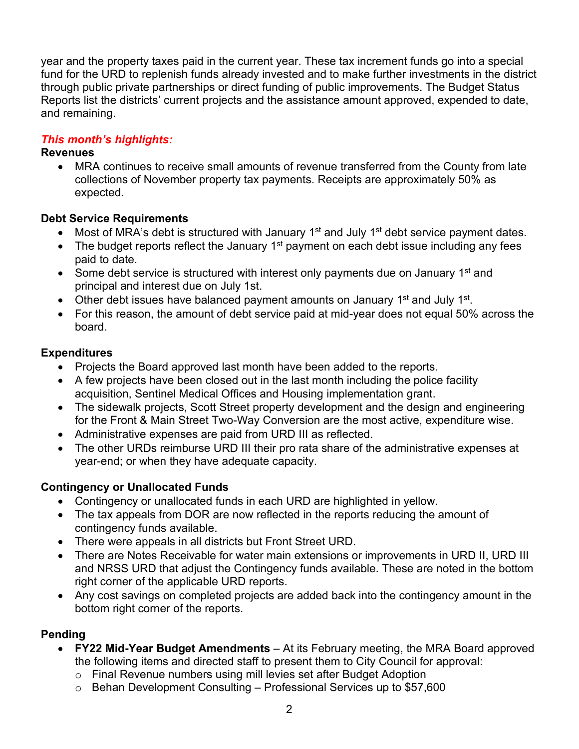year and the property taxes paid in the current year. These tax increment funds go into a special fund for the URD to replenish funds already invested and to make further investments in the district through public private partnerships or direct funding of public improvements. The Budget Status Reports list the districts' current projects and the assistance amount approved, expended to date, and remaining.

***This month's highlights:***

**Revenues**

- MRA continues to receive small amounts of revenue transferred from the County from late collections of November property tax payments. Receipts are approximately 50% as expected.

**Debt Service Requirements**

- Most of MRA's debt is structured with January 1st and July 1st debt service payment dates.
- The budget reports reflect the January 1st payment on each debt issue including any fees paid to date.
- Some debt service is structured with interest only payments due on January 1st and principal and interest due on July 1st.
- Other debt issues have balanced payment amounts on January 1st and July 1st.
- For this reason, the amount of debt service paid at mid-year does not equal 50% across the board.

**Expenditures**

- Projects the Board approved last month have been added to the reports.
- A few projects have been closed out in the last month including the police facility acquisition, Sentinel Medical Offices and Housing implementation grant.
- The sidewalk projects, Scott Street property development and the design and engineering for the Front & Main Street Two-Way Conversion are the most active, expenditure wise.
- Administrative expenses are paid from URD III as reflected.
- The other URDs reimburse URD III their pro rata share of the administrative expenses at year-end; or when they have adequate capacity.

**Contingency or Unallocated Funds**

- Contingency or unallocated funds in each URD are highlighted in yellow.
- The tax appeals from DOR are now reflected in the reports reducing the amount of contingency funds available.
- There were appeals in all districts but Front Street URD.
- There are Notes Receivable for water main extensions or improvements in URD II, URD III and NRSS URD that adjust the Contingency funds available. These are noted in the bottom right corner of the applicable URD reports.
- Any cost savings on completed projects are added back into the contingency amount in the bottom right corner of the reports.

**Pending**

- **FY22 Mid-Year Budget Amendments** – At its February meeting, the MRA Board approved the following items and directed staff to present them to City Council for approval:
  - Final Revenue numbers using mill levies set after Budget Adoption
  - Behan Development Consulting – Professional Services up to $57,600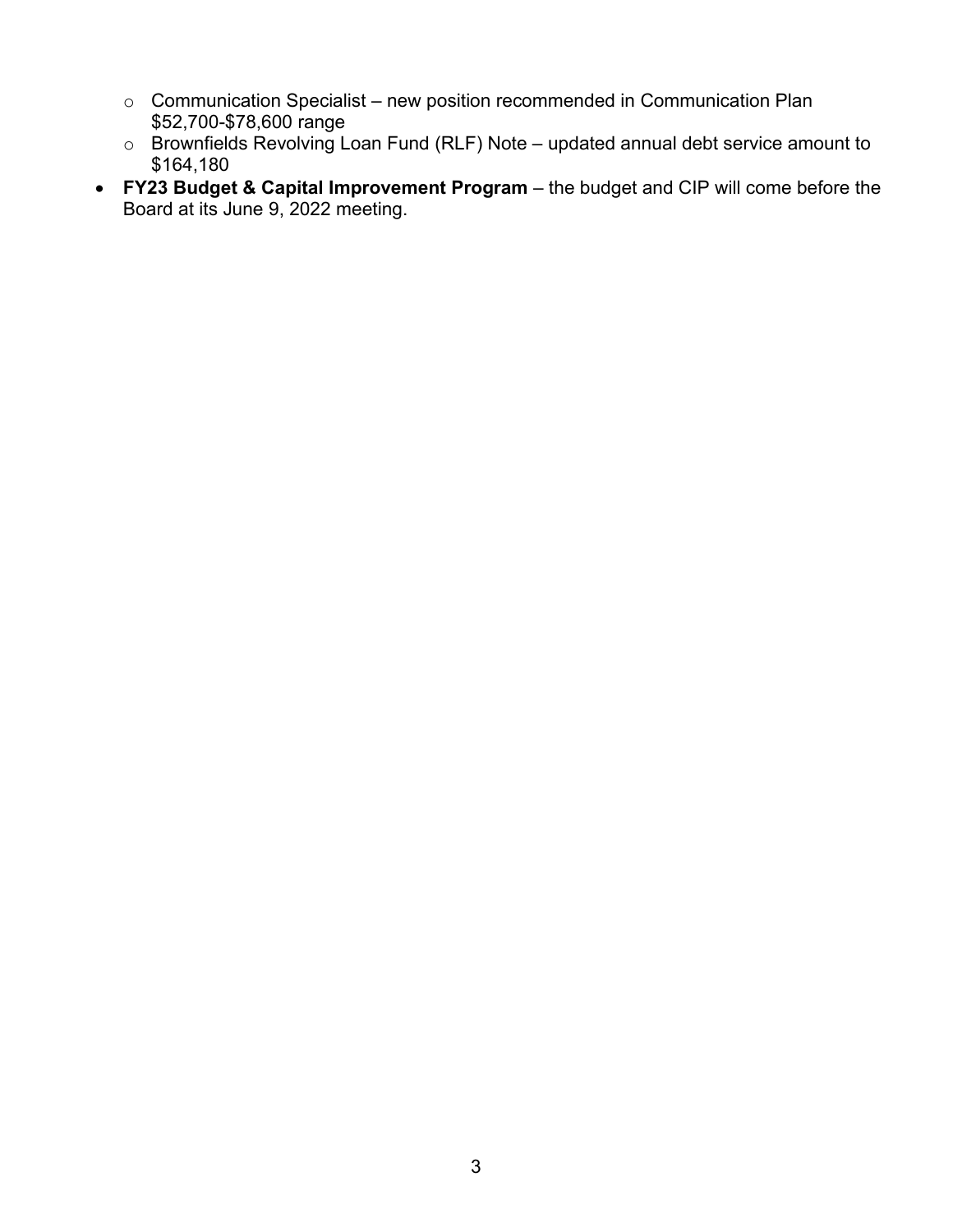- Communication Specialist – new position recommended in Communication Plan $52,700-$78,600 range
  - Brownfields Revolving Loan Fund (RLF) Note – updated annual debt service amount to $164,180
- **FY23 Budget & Capital Improvement Program** – the budget and CIP will come before the Board at its June 9, 2022 meeting.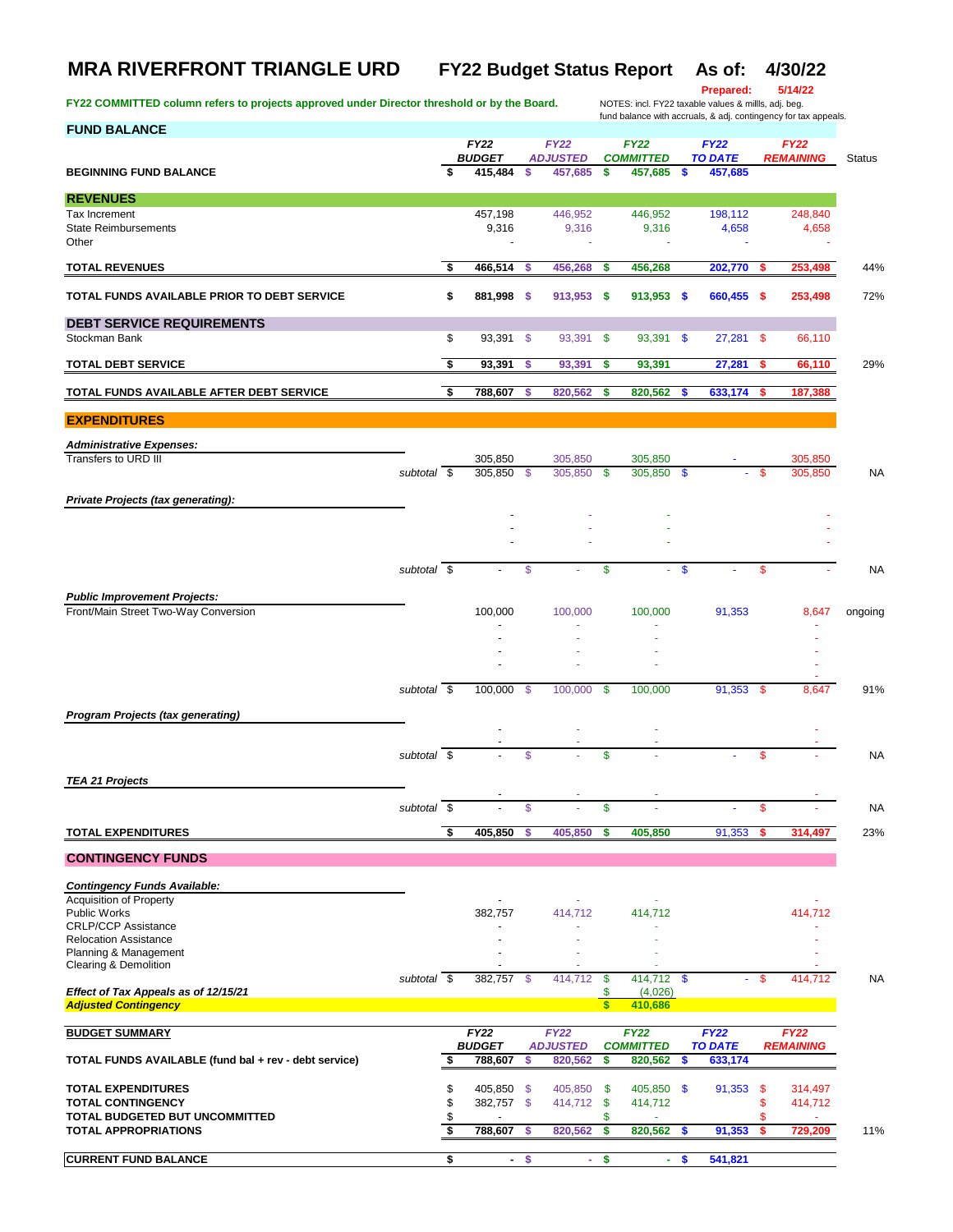# MRA RIVERFRONT TRIANGLE URD　　FY22 Budget Status Report　　As of: 4/30/22

**Prepared: 5/14/22**

**FY22 COMMITTED column refers to projects approved under Director threshold or by the Board.**

NOTES: incl. FY22 taxable values & millls, adj. beg. fund balance with accruals, & adj. contingency for tax appeals.

| FUND BALANCE | | FY22 BUDGET | FY22 ADJUSTED | FY22 COMMITTED | FY22 TO DATE | FY22 REMAINING | Status |
|---|---|---|---|---|---|---|---|
| **BEGINNING FUND BALANCE** | | $ 415,484 | $ 457,685 | $ 457,685 | $ 457,685 | | |
| **REVENUES** | | | | | | | |
| Tax Increment | | 457,198 | 446,952 | 446,952 | 198,112 | 248,840 | |
| State Reimbursements | | 9,316 | 9,316 | 9,316 | 4,658 | 4,658 | |
| Other | | - | - | - | - | - | |
| **TOTAL REVENUES** | | $ 466,514 | $ 456,268 | $ 456,268 | 202,770 | $ 253,498 | 44% |
| **TOTAL FUNDS AVAILABLE PRIOR TO DEBT SERVICE** | | $ 881,998 | $ 913,953 | $ 913,953 | $ 660,455 | $ 253,498 | 72% |
| **DEBT SERVICE REQUIREMENTS** | | | | | | | |
| Stockman Bank | | $ 93,391 | $ 93,391 | $ 93,391 | $ 27,281 | $ 66,110 | |
| **TOTAL DEBT SERVICE** | | $ 93,391 | $ 93,391 | $ 93,391 | 27,281 | $ 66,110 | 29% |
| **TOTAL FUNDS AVAILABLE AFTER DEBT SERVICE** | | $ 788,607 | $ 820,562 | $ 820,562 | $ 633,174 | $ 187,388 | |
| **EXPENDITURES** | | | | | | | |
| ***Administrative Expenses:*** | | | | | | | |
| Transfers to URD III | | 305,850 | 305,850 | 305,850 | - | 305,850 | |
| | *subtotal* | $ 305,850 | $ 305,850 | $ 305,850 | $ - | $ 305,850 | NA |
| ***Private Projects (tax generating):*** | | | | | | | |
| | | - | - | - | | - | |
| | | - | - | - | | - | |
| | | - | - | - | | - | |
| | *subtotal* | $ - | $ - | $ - | $ - | $ - | NA |
| ***Public Improvement Projects:*** | | | | | | | |
| Front/Main Street Two-Way Conversion | | 100,000 | 100,000 | 100,000 | 91,353 | 8,647 | ongoing |
| | | - | - | - | | - | |
| | | - | - | - | | - | |
| | | - | - | - | | - | |
| | | - | - | - | | - | |
| | *subtotal* | $ 100,000 | $ 100,000 | $ 100,000 | 91,353 | $ 8,647 | 91% |
| ***Program Projects (tax generating)*** | | | | | | | |
| | | - | - | - | | - | |
| | | - | - | - | | - | |
| | *subtotal* | $ - | $ - | $ - | - | $ - | NA |
| ***TEA 21 Projects*** | | | | | | | |
| | | - | - | - | | - | |
| | *subtotal* | $ - | $ - | $ - | - | $ - | NA |
| **TOTAL EXPENDITURES** | | $ 405,850 | $ 405,850 | $ 405,850 | 91,353 | $ 314,497 | 23% |
| **CONTINGENCY FUNDS** | | | | | | | |
| ***Contingency Funds Available:*** | | | | | | | |
| Acquisition of Property | | - | - | - | | - | |
| Public Works | | 382,757 | 414,712 | 414,712 | | 414,712 | |
| CRLP/CCP Assistance | | - | - | - | | - | |
| Relocation Assistance | | - | - | - | | - | |
| Planning & Management | | - | - | - | | - | |
| Clearing & Demolition | | - | - | - | | - | |
| | *subtotal* | $ 382,757 | $ 414,712 | $ 414,712 | $ - | $ 414,712 | NA |
| ***Effect of Tax Appeals as of 12/15/21*** | | | | $ (4,026) | | | |
| ***Adjusted Contingency*** | | | | $ 410,686 | | | |

| BUDGET SUMMARY | FY22 BUDGET | FY22 ADJUSTED | FY22 COMMITTED | FY22 TO DATE | FY22 REMAINING | |
|---|---|---|---|---|---|---|
| **TOTAL FUNDS AVAILABLE (fund bal + rev - debt service)** | $ 788,607 | $ 820,562 | $ 820,562 | $ 633,174 | | |
| **TOTAL EXPENDITURES** | $ 405,850 | $ 405,850 | $ 405,850 | $ 91,353 | $ 314,497 | |
| **TOTAL CONTINGENCY** | $ 382,757 | $ 414,712 | $ 414,712 | | $ 414,712 | |
| **TOTAL BUDGETED BUT UNCOMMITTED** | $ - | | $ - | | $ - | |
| **TOTAL APPROPRIATIONS** | $ 788,607 | $ 820,562 | $ 820,562 | $ 91,353 | $ 729,209 | 11% |
| **CURRENT FUND BALANCE** | $ - | $ - | $ - | $ 541,821 | | |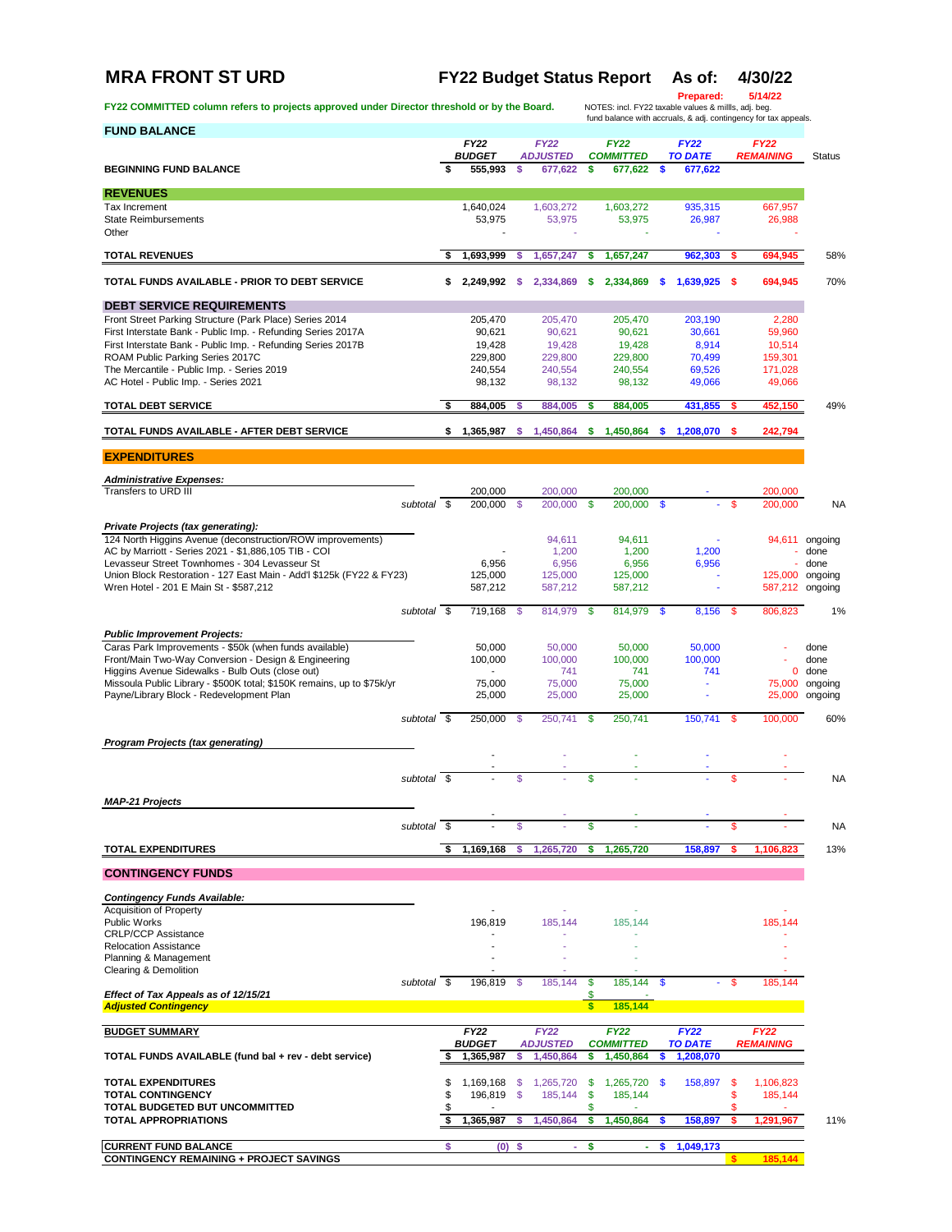# MRA FRONT ST URD

## FY22 Budget Status Report As of: 4/30/22

Prepared: 5/14/22

FY22 COMMITTED column refers to projects approved under Director threshold or by the Board.

NOTES: incl. FY22 taxable values & mills, adj. beg. fund balance with accruals, & adj. contingency for tax appeals.

| FUND BALANCE | FY22 BUDGET | FY22 ADJUSTED | FY22 COMMITTED | FY22 TO DATE | FY22 REMAINING | Status |
|---|---|---|---|---|---|---|
| **BEGINNING FUND BALANCE** | $ 555,993 | $ 677,622 | $ 677,622 | $ 677,622 | | |
| **REVENUES** | | | | | | |
| Tax Increment | 1,640,024 | 1,603,272 | 1,603,272 | 935,315 | 667,957 | |
| State Reimbursements | 53,975 | 53,975 | 53,975 | 26,987 | 26,988 | |
| Other | - | - | - | - | - | |
| **TOTAL REVENUES** | $ 1,693,999 | $ 1,657,247 | $ 1,657,247 | 962,303 | $ 694,945 | 58% |
| **TOTAL FUNDS AVAILABLE - PRIOR TO DEBT SERVICE** | $ 2,249,992 | $ 2,334,869 | $ 2,334,869 | $ 1,639,925 | $ 694,945 | 70% |
| **DEBT SERVICE REQUIREMENTS** | | | | | | |
| Front Street Parking Structure (Park Place) Series 2014 | 205,470 | 205,470 | 205,470 | 203,190 | 2,280 | |
| First Interstate Bank - Public Imp. - Refunding Series 2017A | 90,621 | 90,621 | 90,621 | 30,661 | 59,960 | |
| First Interstate Bank - Public Imp. - Refunding Series 2017B | 19,428 | 19,428 | 19,428 | 8,914 | 10,514 | |
| ROAM Public Parking Series 2017C | 229,800 | 229,800 | 229,800 | 70,499 | 159,301 | |
| The Mercantile - Public Imp. - Series 2019 | 240,554 | 240,554 | 240,554 | 69,526 | 171,028 | |
| AC Hotel - Public Imp. - Series 2021 | 98,132 | 98,132 | 98,132 | 49,066 | 49,066 | |
| **TOTAL DEBT SERVICE** | $ 884,005 | $ 884,005 | $ 884,005 | 431,855 | $ 452,150 | 49% |
| **TOTAL FUNDS AVAILABLE - AFTER DEBT SERVICE** | $ 1,365,987 | $ 1,450,864 | $ 1,450,864 | $ 1,208,070 | $ 242,794 | |
| **EXPENDITURES** | | | | | | |
| ***Administrative Expenses:*** | | | | | | |
| Transfers to URD III | 200,000 | 200,000 | 200,000 | - | 200,000 | |
| *subtotal* | $ 200,000 | $ 200,000 | $ 200,000 | $ - | $ 200,000 | NA |
| ***Private Projects (tax generating):*** | | | | | | |
| 124 North Higgins Avenue (deconstruction/ROW improvements) | | 94,611 | 94,611 | - | 94,611 | ongoing |
| AC by Marriott - Series 2021 - $1,886,105 TIB - COI | - | 1,200 | 1,200 | 1,200 | - | done |
| Levasseur Street Townhomes - 304 Levasseur St | 6,956 | 6,956 | 6,956 | 6,956 | - | done |
| Union Block Restoration - 127 East Main - Add'l $125k (FY22 & FY23) | 125,000 | 125,000 | 125,000 | - | 125,000 | ongoing |
| Wren Hotel - 201 E Main St - $587,212 | 587,212 | 587,212 | 587,212 | - | 587,212 | ongoing |
| *subtotal* | $ 719,168 | $ 814,979 | $ 814,979 | $ 8,156 | $ 806,823 | 1% |
| ***Public Improvement Projects:*** | | | | | | |
| Caras Park Improvements - $50k (when funds available) | 50,000 | 50,000 | 50,000 | 50,000 | - | done |
| Front/Main Two-Way Conversion - Design & Engineering | 100,000 | 100,000 | 100,000 | 100,000 | - | done |
| Higgins Avenue Sidewalks - Bulb Outs (close out) | - | 741 | 741 | 741 | 0 | done |
| Missoula Public Library - $500K total; $150K remains, up to $75k/yr | 75,000 | 75,000 | 75,000 | - | 75,000 | ongoing |
| Payne/Library Block - Redevelopment Plan | 25,000 | 25,000 | 25,000 | - | 25,000 | ongoing |
| *subtotal* | $ 250,000 | $ 250,741 | $ 250,741 | 150,741 | $ 100,000 | 60% |
| ***Program Projects (tax generating)*** | | | | | | |
| | - | - | - | - | - | |
| | - | - | - | - | - | |
| *subtotal* | $ - | $ - | $ - | - | $ - | NA |
| ***MAP-21 Projects*** | | | | | | |
| | - | - | - | - | - | |
| *subtotal* | $ - | $ - | $ - | - | $ - | NA |
| **TOTAL EXPENDITURES** | $ 1,169,168 | $ 1,265,720 | $ 1,265,720 | 158,897 | $ 1,106,823 | 13% |
| **CONTINGENCY FUNDS** | | | | | | |
| ***Contingency Funds Available:*** | | | | | | |
| Acquisition of Property | - | - | - | | - | |
| Public Works | 196,819 | 185,144 | 185,144 | | 185,144 | |
| CRLP/CCP Assistance | - | - | - | | - | |
| Relocation Assistance | - | - | - | | - | |
| Planning & Management | - | - | - | | - | |
| Clearing & Demolition | - | - | - | | - | |
| *subtotal* | $ 196,819 | $ 185,144 | $ 185,144 | $ - | $ 185,144 | |
| ***Effect of Tax Appeals as of 12/15/21*** | | | $ - | | | |
| ***Adjusted Contingency*** | | | $ 185,144 | | | |

| BUDGET SUMMARY | FY22 BUDGET | FY22 ADJUSTED | FY22 COMMITTED | FY22 TO DATE | FY22 REMAINING | |
|---|---|---|---|---|---|---|
| **TOTAL FUNDS AVAILABLE (fund bal + rev - debt service)** | $ 1,365,987 | $ 1,450,864 | $ 1,450,864 | $ 1,208,070 | | |
| **TOTAL EXPENDITURES** | $ 1,169,168 | $ 1,265,720 | $ 1,265,720 | $ 158,897 | $ 1,106,823 | |
| **TOTAL CONTINGENCY** | $ 196,819 | $ 185,144 | $ 185,144 | | $ 185,144 | |
| **TOTAL BUDGETED BUT UNCOMMITTED** | $ - | | $ - | | $ - | |
| **TOTAL APPROPRIATIONS** | $ 1,365,987 | $ 1,450,864 | $ 1,450,864 | $ 158,897 | $ 1,291,967 | 11% |
| **CURRENT FUND BALANCE** | $ (0) | $ - | $ - | $ 1,049,173 | | |
| **CONTINGENCY REMAINING + PROJECT SAVINGS** | | | | | $ 185,144 | |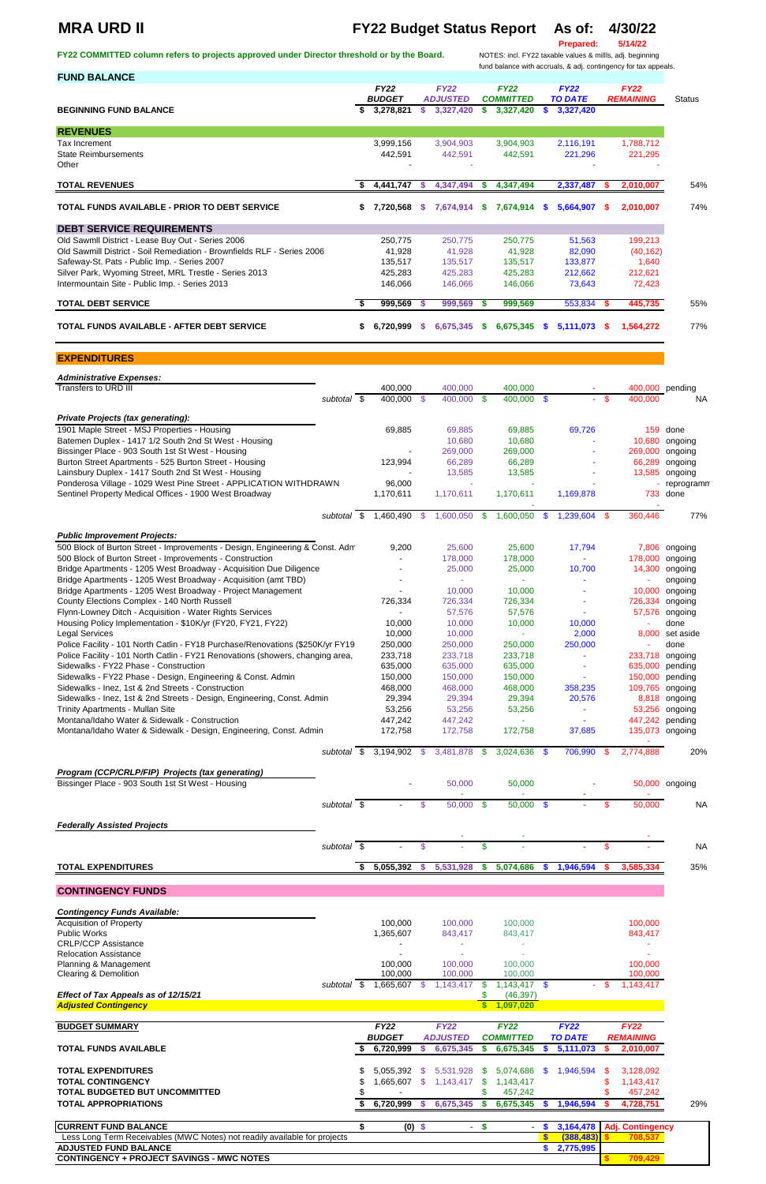# MRA URD II

## FY22 Budget Status Report

**As of:** 4/30/22

**Prepared:** 5/14/22

FY22 COMMITTED column refers to projects approved under Director threshold or by the Board.

NOTES: incl. FY22 taxable values & mills, adj. beginning fund balance with accruals, & adj. contingency for tax appeals.

### FUND BALANCE

| | FY22 BUDGET | FY22 ADJUSTED | FY22 COMMITTED | FY22 TO DATE | FY22 REMAINING | Status |
|---|---|---|---|---|---|---|
| **BEGINNING FUND BALANCE** | $ 3,278,821 | $ 3,327,420 | $ 3,327,420 | $ 3,327,420 | | |
| **REVENUES** | | | | | | |
| Tax Increment | 3,999,156 | 3,904,903 | 3,904,903 | 2,116,191 | 1,788,712 | |
| State Reimbursements | 442,591 | 442,591 | 442,591 | 221,296 | 221,295 | |
| Other | - | - | | - | - | |
| **TOTAL REVENUES** | $ 4,441,747 | $ 4,347,494 | $ 4,347,494 | 2,337,487 | $ 2,010,007 | 54% |
| **TOTAL FUNDS AVAILABLE - PRIOR TO DEBT SERVICE** | $ 7,720,568 | $ 7,674,914 | $ 7,674,914 | $ 5,664,907 | $ 2,010,007 | 74% |
| **DEBT SERVICE REQUIREMENTS** | | | | | | |
| Old Sawmill District - Lease Buy Out - Series 2006 | 250,775 | 250,775 | 250,775 | 51,563 | 199,213 | |
| Old Sawmill District - Soil Remediation - Brownfields RLF - Series 2006 | 41,928 | 41,928 | 41,928 | 82,090 | (40,162) | |
| Safeway-St. Pats - Public Imp. - Series 2007 | 135,517 | 135,517 | 135,517 | 133,877 | 1,640 | |
| Silver Park, Wyoming Street, MRL Trestle - Series 2013 | 425,283 | 425,283 | 425,283 | 212,662 | 212,621 | |
| Intermountain Site - Public Imp. - Series 2013 | 146,066 | 146,066 | 146,066 | 73,643 | 72,423 | |
| **TOTAL DEBT SERVICE** | $ 999,569 | $ 999,569 | $ 999,569 | 553,834 | $ 445,735 | 55% |
| **TOTAL FUNDS AVAILABLE - AFTER DEBT SERVICE** | $ 6,720,999 | $ 6,675,345 | $ 6,675,345 | $ 5,111,073 | $ 1,564,272 | 77% |

### EXPENDITURES

| | FY22 BUDGET | FY22 ADJUSTED | FY22 COMMITTED | FY22 TO DATE | FY22 REMAINING | Status |
|---|---|---|---|---|---|---|
| ***Administrative Expenses:*** | | | | | | |
| Transfers to URD III | 400,000 | 400,000 | 400,000 | - | 400,000 | pending |
| subtotal | $ 400,000 | $ 400,000 | $ 400,000 | $ - | $ 400,000 | NA |
| ***Private Projects (tax generating):*** | | | | | | |
| 1901 Maple Street - MSJ Properties - Housing | 69,885 | 69,885 | 69,885 | 69,726 | 159 | done |
| Batemen Duplex - 1417 1/2 South 2nd St West - Housing | | 10,680 | 10,680 | - | 10,680 | ongoing |
| Bissinger Place - 903 South 1st St West - Housing | - | 269,000 | 269,000 | - | 269,000 | ongoing |
| Burton Street Apartments - 525 Burton Street - Housing | 123,994 | 66,289 | 66,289 | - | 66,289 | ongoing |
| Lainsbury Duplex - 1417 South 2nd St West - Housing | - | 13,585 | 13,585 | - | 13,585 | ongoing |
| Ponderosa Village - 1029 West Pine Street - APPLICATION WITHDRAWN | 96,000 | - | - | - | - | reprogramm |
| Sentinel Property Medical Offices - 1900 West Broadway | 1,170,611 | 1,170,611 | 1,170,611 | 1,169,878 | 733 | done |
| subtotal | $ 1,460,490 | $ 1,600,050 | $ 1,600,050 | $ 1,239,604 | $ 360,446 | 77% |
| ***Public Improvement Projects:*** | | | | | | |
| 500 Block of Burton Street - Improvements - Design, Engineering & Const. Adm | 9,200 | 25,600 | 25,600 | 17,794 | 7,806 | ongoing |
| 500 Block of Burton Street - Improvements - Construction | - | 178,000 | 178,000 | - | 178,000 | ongoing |
| Bridge Apartments - 1205 West Broadway - Acquisition Due Diligence | - | 25,000 | 25,000 | 10,700 | 14,300 | ongoing |
| Bridge Apartments - 1205 West Broadway - Acquisition (amt TBD) | - | - | - | - | - | ongoing |
| Bridge Apartments - 1205 West Broadway - Project Management | - | 10,000 | 10,000 | - | 10,000 | ongoing |
| County Elections Complex - 140 North Russell | 726,334 | 726,334 | 726,334 | - | 726,334 | ongoing |
| Flynn-Lowney Ditch - Acquisition - Water Rights Services | - | 57,576 | 57,576 | - | 57,576 | ongoing |
| Housing Policy Implementation - $10K/yr (FY20, FY21, FY22) | 10,000 | 10,000 | 10,000 | 10,000 | - | done |
| Legal Services | 10,000 | 10,000 | - | 2,000 | 8,000 | set aside |
| Police Facility - 101 North Catlin - FY18 Purchase/Renovations ($250K/yr FY19 | 250,000 | 250,000 | 250,000 | 250,000 | - | done |
| Police Facility - 101 North Catlin - FY21 Renovations (showers, changing area, | 233,718 | 233,718 | 233,718 | - | 233,718 | ongoing |
| Sidewalks - FY22 Phase - Construction | 635,000 | 635,000 | 635,000 | - | 635,000 | pending |
| Sidewalks - FY22 Phase - Design, Engineering & Const. Admin | 150,000 | 150,000 | 150,000 | - | 150,000 | pending |
| Sidewalks - Inez, 1st & 2nd Streets - Construction | 468,000 | 468,000 | 468,000 | 358,235 | 109,765 | ongoing |
| Sidewalks - Inez, 1st & 2nd Streets - Design, Engineering, Const. Admin | 29,394 | 29,394 | 29,394 | 20,576 | 8,818 | ongoing |
| Trinity Apartments - Mullan Site | 53,256 | 53,256 | 53,256 | - | 53,256 | ongoing |
| Montana/Idaho Water & Sidewalk - Construction | 447,242 | 447,242 | - | - | 447,242 | pending |
| Montana/Idaho Water & Sidewalk - Design, Engineering, Const. Admin | 172,758 | 172,758 | 172,758 | 37,685 | 135,073 | ongoing |
| subtotal | $ 3,194,902 | $ 3,481,878 | $ 3,024,636 | $ 706,990 | $ 2,774,888 | 20% |
| ***Program (CCP/CRLP/FIP) Projects (tax generating)*** | | | | | | |
| Bissinger Place - 903 South 1st St West - Housing | - | 50,000 | 50,000 | - | 50,000 | ongoing |
| subtotal | $ - | $ 50,000 | $ 50,000 | $ - | $ 50,000 | NA |
| ***Federally Assisted Projects*** | | | | | | |
| subtotal | $ - | $ - | $ - | $ - | $ - | NA |
| **TOTAL EXPENDITURES** | $ 5,055,392 | $ 5,531,928 | $ 5,074,686 | $ 1,946,594 | $ 3,585,334 | 35% |

### CONTINGENCY FUNDS

| | FY22 BUDGET | FY22 ADJUSTED | FY22 COMMITTED | FY22 TO DATE | FY22 REMAINING |
|---|---|---|---|---|---|
| ***Contingency Funds Available:*** | | | | | |
| Acquisition of Property | 100,000 | 100,000 | 100,000 | | 100,000 |
| Public Works | 1,365,607 | 843,417 | 843,417 | | 843,417 |
| CRLP/CCP Assistance | - | - | - | | - |
| Relocation Assistance | - | - | - | | - |
| Planning & Management | 100,000 | 100,000 | 100,000 | | 100,000 |
| Clearing & Demolition | 100,000 | 100,000 | 100,000 | | 100,000 |
| subtotal | $ 1,665,607 | $ 1,143,417 | $ 1,143,417 | $ - | $ 1,143,417 |
| ***Effect of Tax Appeals as of 12/15/21*** | | | $ (46,397) | | |
| ***Adjusted Contingency*** | | | $ 1,097,020 | | |

### BUDGET SUMMARY

| | FY22 BUDGET | FY22 ADJUSTED | FY22 COMMITTED | FY22 TO DATE | FY22 REMAINING | |
|---|---|---|---|---|---|---|
| **TOTAL FUNDS AVAILABLE** | $ 6,720,999 | $ 6,675,345 | $ 6,675,345 | $ 5,111,073 | $ 2,010,007 | |
| **TOTAL EXPENDITURES** | $ 5,055,392 | $ 5,531,928 | $ 5,074,686 | $ 1,946,594 | $ 3,128,092 | |
| **TOTAL CONTINGENCY** | $ 1,665,607 | $ 1,143,417 | $ 1,143,417 | | $ 1,143,417 | |
| **TOTAL BUDGETED BUT UNCOMMITTED** | $ - | | $ 457,242 | | $ 457,242 | |
| **TOTAL APPROPRIATIONS** | $ 6,720,999 | $ 6,675,345 | $ 6,675,345 | $ 1,946,594 | $ 4,728,751 | 29% |

| | | | | | |
|---|---|---|---|---|---|
| **CURRENT FUND BALANCE** | $ (0) | $ - | $ - | $ 3,164,478 | Adj. Contingency |
| Less Long Term Receivables (MWC Notes) not readily available for projects | | | | $ (388,483) | $ 708,537 |
| **ADJUSTED FUND BALANCE** | | | | $ 2,775,995 | |
| **CONTINGENCY + PROJECT SAVINGS - MWC NOTES** | | | | | $ 709,429 |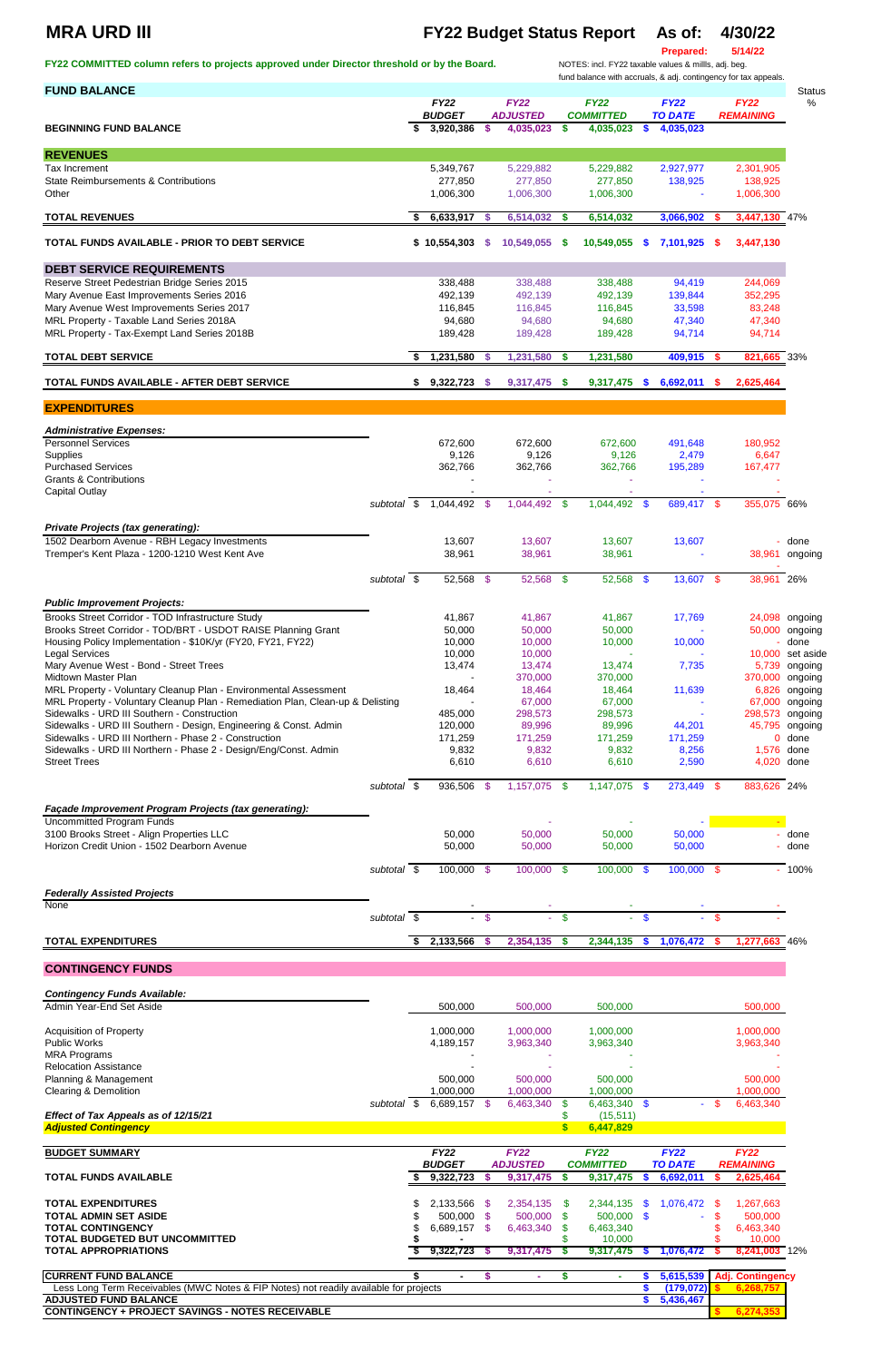# MRA URD III

## FY22 Budget Status Report As of: 4/30/22

Prepared: 5/14/22

**FY22 COMMITTED column refers to projects approved under Director threshold or by the Board.**

NOTES: incl. FY22 taxable values & mills, adj. beg. fund balance with accruals, & adj. contingency for tax appeals.

| FUND BALANCE | | FY22 BUDGET | FY22 ADJUSTED | FY22 COMMITTED | FY22 TO DATE | FY22 REMAINING | Status % |
|---|---|---|---|---|---|---|---|
| **BEGINNING FUND BALANCE** | | $ 3,920,386 | $ 4,035,023 | $ 4,035,023 | $ 4,035,023 | | |
| **REVENUES** | | | | | | | |
| Tax Increment | | 5,349,767 | 5,229,882 | 5,229,882 | 2,927,977 | 2,301,905 | |
| State Reimbursements & Contributions | | 277,850 | 277,850 | 277,850 | 138,925 | 138,925 | |
| Other | | 1,006,300 | 1,006,300 | 1,006,300 | - | 1,006,300 | |
| **TOTAL REVENUES** | | $ 6,633,917 | $ 6,514,032 | $ 6,514,032 | 3,066,902 | $ 3,447,130 | 47% |
| **TOTAL FUNDS AVAILABLE - PRIOR TO DEBT SERVICE** | | $ 10,554,303 | $ 10,549,055 | $ 10,549,055 | $ 7,101,925 | $ 3,447,130 | |
| **DEBT SERVICE REQUIREMENTS** | | | | | | | |
| Reserve Street Pedestrian Bridge Series 2015 | | 338,488 | 338,488 | 338,488 | 94,419 | 244,069 | |
| Mary Avenue East Improvements Series 2016 | | 492,139 | 492,139 | 492,139 | 139,844 | 352,295 | |
| Mary Avenue West Improvements Series 2017 | | 116,845 | 116,845 | 116,845 | 33,598 | 83,248 | |
| MRL Property - Taxable Land Series 2018A | | 94,680 | 94,680 | 94,680 | 47,340 | 47,340 | |
| MRL Property - Tax-Exempt Land Series 2018B | | 189,428 | 189,428 | 189,428 | 94,714 | 94,714 | |
| **TOTAL DEBT SERVICE** | | $ 1,231,580 | $ 1,231,580 | $ 1,231,580 | 409,915 | $ 821,665 | 33% |
| **TOTAL FUNDS AVAILABLE - AFTER DEBT SERVICE** | | $ 9,322,723 | $ 9,317,475 | $ 9,317,475 | $ 6,692,011 | $ 2,625,464 | |
| **EXPENDITURES** | | | | | | | |
| ***Administrative Expenses:*** | | | | | | | |
| Personnel Services | | 672,600 | 672,600 | 672,600 | 491,648 | 180,952 | |
| Supplies | | 9,126 | 9,126 | 9,126 | 2,479 | 6,647 | |
| Purchased Services | | 362,766 | 362,766 | 362,766 | 195,289 | 167,477 | |
| Grants & Contributions | | - | - | - | - | - | |
| Capital Outlay | | - | - | - | - | - | |
| | subtotal | $ 1,044,492 | $ 1,044,492 | $ 1,044,492 | $ 689,417 | $ 355,075 | 66% |
| ***Private Projects (tax generating):*** | | | | | | | |
| 1502 Dearborn Avenue - RBH Legacy Investments | | 13,607 | 13,607 | 13,607 | 13,607 | - | done |
| Tremper's Kent Plaza - 1200-1210 West Kent Ave | | 38,961 | 38,961 | 38,961 | - | 38,961 | ongoing |
| | subtotal | $ 52,568 | $ 52,568 | $ 52,568 | $ 13,607 | $ 38,961 | 26% |
| ***Public Improvement Projects:*** | | | | | | | |
| Brooks Street Corridor - TOD Infrastructure Study | | 41,867 | 41,867 | 41,867 | 17,769 | 24,098 | ongoing |
| Brooks Street Corridor - TOD/BRT - USDOT RAISE Planning Grant | | 50,000 | 50,000 | 50,000 | - | 50,000 | ongoing |
| Housing Policy Implementation - $10K/yr (FY20, FY21, FY22) | | 10,000 | 10,000 | 10,000 | 10,000 | - | done |
| Legal Services | | 10,000 | 10,000 | - | - | 10,000 | set aside |
| Mary Avenue West - Bond - Street Trees | | 13,474 | 13,474 | 13,474 | 7,735 | 5,739 | ongoing |
| Midtown Master Plan | | - | 370,000 | 370,000 | - | 370,000 | ongoing |
| MRL Property - Voluntary Cleanup Plan - Environmental Assessment | | 18,464 | 18,464 | 18,464 | 11,639 | 6,826 | ongoing |
| MRL Property - Voluntary Cleanup Plan - Remediation Plan, Clean-up & Delisting | | - | 67,000 | 67,000 | - | 67,000 | ongoing |
| Sidewalks - URD III Southern - Construction | | 485,000 | 298,573 | 298,573 | - | 298,573 | ongoing |
| Sidewalks - URD III Southern - Design, Engineering & Const. Admin | | 120,000 | 89,996 | 89,996 | 44,201 | 45,795 | ongoing |
| Sidewalks - URD III Northern - Phase 2 - Construction | | 171,259 | 171,259 | 171,259 | 171,259 | 0 | done |
| Sidewalks - URD III Northern - Phase 2 - Design/Eng/Const. Admin | | 9,832 | 9,832 | 9,832 | 8,256 | 1,576 | done |
| Street Trees | | 6,610 | 6,610 | 6,610 | 2,590 | 4,020 | done |
| | subtotal | $ 936,506 | $ 1,157,075 | $ 1,147,075 | $ 273,449 | $ 883,626 | 24% |
| ***Façade Improvement Program Projects (tax generating):*** | | | | | | | |
| Uncommitted Program Funds | | | - | - | - | - | |
| 3100 Brooks Street - Align Properties LLC | | 50,000 | 50,000 | 50,000 | 50,000 | - | done |
| Horizon Credit Union - 1502 Dearborn Avenue | | 50,000 | 50,000 | 50,000 | 50,000 | - | done |
| | subtotal | $ 100,000 | $ 100,000 | $ 100,000 | $ 100,000 | $ - | 100% |
| ***Federally Assisted Projects*** | | | | | | | |
| None | | - | - | - | - | - | |
| | subtotal | $ - | $ - | $ - | $ - | $ - | |
| **TOTAL EXPENDITURES** | | $ 2,133,566 | $ 2,354,135 | $ 2,344,135 | $ 1,076,472 | $ 1,277,663 | 46% |
| **CONTINGENCY FUNDS** | | | | | | | |
| ***Contingency Funds Available:*** | | | | | | | |
| Admin Year-End Set Aside | | 500,000 | 500,000 | 500,000 | | 500,000 | |
| Acquisition of Property | | 1,000,000 | 1,000,000 | 1,000,000 | | 1,000,000 | |
| Public Works | | 4,189,157 | 3,963,340 | 3,963,340 | | 3,963,340 | |
| MRA Programs | | - | - | - | | - | |
| Relocation Assistance | | - | - | - | | - | |
| Planning & Management | | 500,000 | 500,000 | 500,000 | | 500,000 | |
| Clearing & Demolition | | 1,000,000 | 1,000,000 | 1,000,000 | | 1,000,000 | |
| | subtotal | $ 6,689,157 | $ 6,463,340 | $ 6,463,340 | $ - | $ 6,463,340 | |
| ***Effect of Tax Appeals as of 12/15/21*** | | | | $ (15,511) | | | |
| ***Adjusted Contingency*** | | | | $ 6,447,829 | | | |

| BUDGET SUMMARY | FY22 BUDGET | FY22 ADJUSTED | FY22 COMMITTED | FY22 TO DATE | FY22 REMAINING | |
|---|---|---|---|---|---|---|
| **TOTAL FUNDS AVAILABLE** | $ 9,322,723 | $ 9,317,475 | $ 9,317,475 | $ 6,692,011 | $ 2,625,464 | |
| **TOTAL EXPENDITURES** | $ 2,133,566 | $ 2,354,135 | $ 2,344,135 | $ 1,076,472 | $ 1,267,663 | |
| **TOTAL ADMIN SET ASIDE** | $ 500,000 | $ 500,000 | $ 500,000 | $ - | $ 500,000 | |
| **TOTAL CONTINGENCY** | $ 6,689,157 | $ 6,463,340 | $ 6,463,340 | | $ 6,463,340 | |
| **TOTAL BUDGETED BUT UNCOMMITTED** | $ - | | $ 10,000 | | $ 10,000 | |
| **TOTAL APPROPRIATIONS** | $ 9,322,723 | $ 9,317,475 | $ 9,317,475 | $ 1,076,472 | $ 8,241,003 | 12% |
| **CURRENT FUND BALANCE** | $ - | $ - | $ - | $ 5,615,539 | **Adj. Contingency** | |
| Less Long Term Receivables (MWC Notes & FIP Notes) not readily available for projects | | | | $ (179,072) | $ 6,268,757 | |
| **ADJUSTED FUND BALANCE** | | | | $ 5,436,467 | | |
| **CONTINGENCY + PROJECT SAVINGS - NOTES RECEIVABLE** | | | | | $ 6,274,353 | |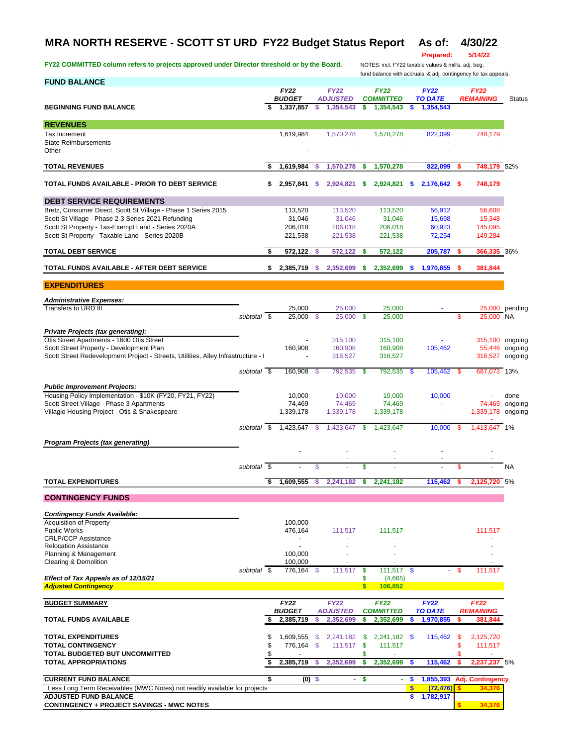# MRA NORTH RESERVE - SCOTT ST URD FY22 Budget Status Report As of: 4/30/22

**Prepared: 5/14/22**

**FY22 COMMITTED column refers to projects approved under Director threshold or by the Board.**

NOTES: incl. FY22 taxable values & mills, adj. beg. fund balance with accruals, & adj. contingency for tax appeals.

| FUND BALANCE | | FY22 BUDGET | FY22 ADJUSTED | FY22 COMMITTED | FY22 TO DATE | FY22 REMAINING | Status |
|---|---|---|---|---|---|---|---|
| **BEGINNING FUND BALANCE** | | $ 1,337,857 | $ 1,354,543 | $ 1,354,543 | $ 1,354,543 | | |
| **REVENUES** | | | | | | | |
| Tax Increment | | 1,619,984 | 1,570,278 | 1,570,278 | 822,099 | 748,179 | |
| State Reimbursements | | - | - | - | - | - | |
| Other | | - | - | - | - | - | |
| **TOTAL REVENUES** | | $ 1,619,984 | $ 1,570,278 | $ 1,570,278 | 822,099 | $ 748,179 | 52% |
| **TOTAL FUNDS AVAILABLE - PRIOR TO DEBT SERVICE** | | $ 2,957,841 | $ 2,924,821 | $ 2,924,821 | $ 2,176,642 | $ 748,179 | |
| **DEBT SERVICE REQUIREMENTS** | | | | | | | |
| Bretz, Consumer Direct, Scott St Village - Phase 1 Series 2015 | | 113,520 | 113,520 | 113,520 | 56,912 | 56,608 | |
| Scott St Village - Phase 2-3 Series 2021 Refunding | | 31,046 | 31,046 | 31,046 | 15,698 | 15,348 | |
| Scott St Property - Tax-Exempt Land - Series 2020A | | 206,018 | 206,018 | 206,018 | 60,923 | 145,095 | |
| Scott St Property - Taxable Land - Series 2020B | | 221,538 | 221,538 | 221,538 | 72,254 | 149,284 | |
| **TOTAL DEBT SERVICE** | | $ 572,122 | $ 572,122 | $ 572,122 | 205,787 | $ 366,335 | 36% |
| **TOTAL FUNDS AVAILABLE - AFTER DEBT SERVICE** | | $ 2,385,719 | $ 2,352,699 | $ 2,352,699 | $ 1,970,855 | $ 381,844 | |
| **EXPENDITURES** | | | | | | | |
| ***Administrative Expenses:*** | | | | | | | |
| Transfers to URD III | | 25,000 | 25,000 | 25,000 | - | 25,000 | pending |
| | *subtotal* | $ 25,000 | $ 25,000 | $ 25,000 | - | $ 25,000 | NA |
| ***Private Projects (tax generating):*** | | | | | | | |
| Otis Street Apartments - 1600 Otis Street | | - | 315,100 | 315,100 | - | 315,100 | ongoing |
| Scott Street Property - Development Plan | | 160,908 | 160,908 | 160,908 | 105,462 | 55,446 | ongoing |
| Scott Street Redevelopment Project - Streets, Utilities, Alley Infrastructure - I | | - | 316,527 | 316,527 | | 316,527 | ongoing |
| | *subtotal* | $ 160,908 | $ 792,535 | $ 792,535 | $ 105,462 | $ 687,073 | 13% |
| ***Public Improvement Projects:*** | | | | | | | |
| Housing Policy Implementation - $10K (FY20, FY21, FY22) | | 10,000 | 10,000 | 10,000 | 10,000 | - | done |
| Scott Street Village - Phase 3 Apartments | | 74,469 | 74,469 | 74,469 | - | 74,469 | ongoing |
| Villagio Housing Project - Otis & Shakespeare | | 1,339,178 | 1,339,178 | 1,339,178 | - | 1,339,178 | ongoing |
| | *subtotal* | $ 1,423,647 | $ 1,423,647 | $ 1,423,647 | 10,000 | $ 1,413,647 | 1% |
| ***Program Projects (tax generating)*** | | | | | | | |
| | | - | - | - | - | - | |
| | *subtotal* | $ - | $ - | $ - | - | $ - | NA |
| **TOTAL EXPENDITURES** | | $ 1,609,555 | $ 2,241,182 | $ 2,241,182 | 115,462 | $ 2,125,720 | 5% |
| **CONTINGENCY FUNDS** | | | | | | | |
| ***Contingency Funds Available:*** | | | | | | | |
| Acquisition of Property | | 100,000 | - | - | | - | |
| Public Works | | 476,164 | 111,517 | 111,517 | | 111,517 | |
| CRLP/CCP Assistance | | - | - | - | | - | |
| Relocation Assistance | | - | - | - | | - | |
| Planning & Management | | 100,000 | - | - | | - | |
| Clearing & Demolition | | 100,000 | - | - | | - | |
| | *subtotal* | $ 776,164 | $ 111,517 | $ 111,517 | $ - | $ 111,517 | |
| ***Effect of Tax Appeals as of 12/15/21*** | | | | $ (4,665) | | | |
| ***Adjusted Contingency*** | | | | $ 106,852 | | | |

| BUDGET SUMMARY | FY22 BUDGET | FY22 ADJUSTED | FY22 COMMITTED | FY22 TO DATE | FY22 REMAINING | |
|---|---|---|---|---|---|---|
| **TOTAL FUNDS AVAILABLE** | $ 2,385,719 | $ 2,352,699 | $ 2,352,699 | $ 1,970,855 | $ 381,844 | |
| **TOTAL EXPENDITURES** | $ 1,609,555 | $ 2,241,182 | $ 2,241,182 | $ 115,462 | $ 2,125,720 | |
| **TOTAL CONTINGENCY** | $ 776,164 | $ 111,517 | $ 111,517 | | $ 111,517 | |
| **TOTAL BUDGETED BUT UNCOMMITTED** | $ - | | $ - | | $ - | |
| **TOTAL APPROPRIATIONS** | $ 2,385,719 | $ 2,352,699 | $ 2,352,699 | $ 115,462 | $ 2,237,237 | 5% |
| **CURRENT FUND BALANCE** | $ (0) | $ - | $ - | $ 1,855,393 | Adj. Contingency | |
| Less Long Term Receivables (MWC Notes) not readily available for projects | | | | $ (72,476) | $ 34,376 | |
| **ADJUSTED FUND BALANCE** | | | | $ 1,782,917 | | |
| **CONTINGENCY + PROJECT SAVINGS - MWC NOTES** | | | | | $ 34,376 | |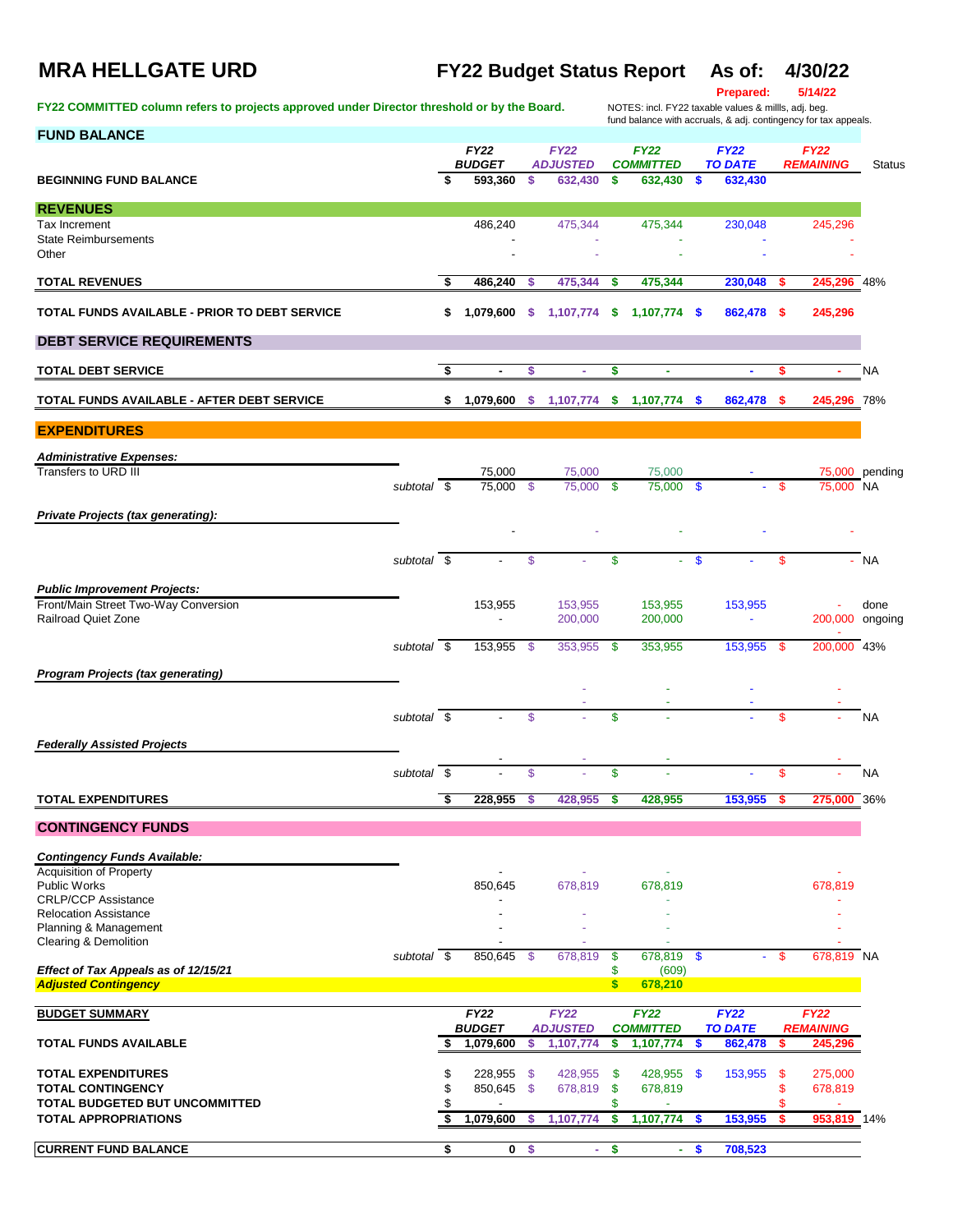# MRA HELLGATE URD

## FY22 Budget Status Report As of: 4/30/22

**Prepared: 5/14/22**

**FY22 COMMITTED column refers to projects approved under Director threshold or by the Board.**

NOTES: incl. FY22 taxable values & millls, adj. beg. fund balance with accruals, & adj. contingency for tax appeals.

| FUND BALANCE | | FY22 BUDGET | FY22 ADJUSTED | FY22 COMMITTED | FY22 TO DATE | FY22 REMAINING | Status |
|---|---|---|---|---|---|---|---|
| **BEGINNING FUND BALANCE** | | $ 593,360 | $ 632,430 | $ 632,430 | $ 632,430 | | |
| **REVENUES** | | | | | | | |
| Tax Increment | | 486,240 | 475,344 | 475,344 | 230,048 | 245,296 | |
| State Reimbursements | | - | - | - | - | - | |
| Other | | - | - | - | - | - | |
| **TOTAL REVENUES** | | $ 486,240 | $ 475,344 | $ 475,344 | 230,048 | $ 245,296 | 48% |
| **TOTAL FUNDS AVAILABLE - PRIOR TO DEBT SERVICE** | | $ 1,079,600 | $ 1,107,774 | $ 1,107,774 | $ 862,478 | $ 245,296 | |
| **DEBT SERVICE REQUIREMENTS** | | | | | | | |
| **TOTAL DEBT SERVICE** | | $ - | $ - | $ - | - | $ - | NA |
| **TOTAL FUNDS AVAILABLE - AFTER DEBT SERVICE** | | $ 1,079,600 | $ 1,107,774 | $ 1,107,774 | $ 862,478 | $ 245,296 | 78% |
| **EXPENDITURES** | | | | | | | |
| ***Administrative Expenses:*** | | | | | | | |
| Transfers to URD III | | 75,000 | 75,000 | 75,000 | - | 75,000 | pending |
| | *subtotal* | $ 75,000 | $ 75,000 | $ 75,000 | $ - | $ 75,000 | NA |
| ***Private Projects (tax generating):*** | | | | | | | |
| | | - | - | - | - | - | |
| | *subtotal* | $ - | $ - | $ - | $ - | $ - | NA |
| ***Public Improvement Projects:*** | | | | | | | |
| Front/Main Street Two-Way Conversion | | 153,955 | 153,955 | 153,955 | 153,955 | - | done |
| Railroad Quiet Zone | | - | 200,000 | 200,000 | - | 200,000 | ongoing |
| | *subtotal* | $ 153,955 | $ 353,955 | $ 353,955 | 153,955 | $ 200,000 | 43% |
| ***Program Projects (tax generating)*** | | | | | | | |
| | | | - | - | - | - | |
| | | | - | - | - | - | |
| | *subtotal* | $ - | $ - | $ - | - | $ - | NA |
| ***Federally Assisted Projects*** | | | | | | | |
| | | - | - | - | | - | |
| | *subtotal* | $ - | $ - | $ - | - | $ - | NA |
| **TOTAL EXPENDITURES** | | $ 228,955 | $ 428,955 | $ 428,955 | 153,955 | $ 275,000 | 36% |
| **CONTINGENCY FUNDS** | | | | | | | |
| ***Contingency Funds Available:*** | | | | | | | |
| Acquisition of Property | | - | - | - | | - | |
| Public Works | | 850,645 | 678,819 | 678,819 | | 678,819 | |
| CRLP/CCP Assistance | | - | | - | | - | |
| Relocation Assistance | | - | - | - | | - | |
| Planning & Management | | - | - | - | | - | |
| Clearing & Demolition | | - | - | - | | - | |
| | *subtotal* | $ 850,645 | $ 678,819 | $ 678,819 | $ - | $ 678,819 | NA |
| ***Effect of Tax Appeals as of 12/15/21*** | | | | $ (609) | | | |
| ***Adjusted Contingency*** | | | | $ 678,210 | | | |

| BUDGET SUMMARY | FY22 BUDGET | FY22 ADJUSTED | FY22 COMMITTED | FY22 TO DATE | FY22 REMAINING | |
|---|---|---|---|---|---|---|
| **TOTAL FUNDS AVAILABLE** | $ 1,079,600 | $ 1,107,774 | $ 1,107,774 | $ 862,478 | $ 245,296 | |
| **TOTAL EXPENDITURES** | $ 228,955 | $ 428,955 | $ 428,955 | $ 153,955 | $ 275,000 | |
| **TOTAL CONTINGENCY** | $ 850,645 | $ 678,819 | $ 678,819 | | $ 678,819 | |
| **TOTAL BUDGETED BUT UNCOMMITTED** | $ - | | $ - | | $ - | |
| **TOTAL APPROPRIATIONS** | $ 1,079,600 | $ 1,107,774 | $ 1,107,774 | $ 153,955 | $ 953,819 | 14% |
| **CURRENT FUND BALANCE** | $ 0 | $ - | $ - | $ 708,523 | | |